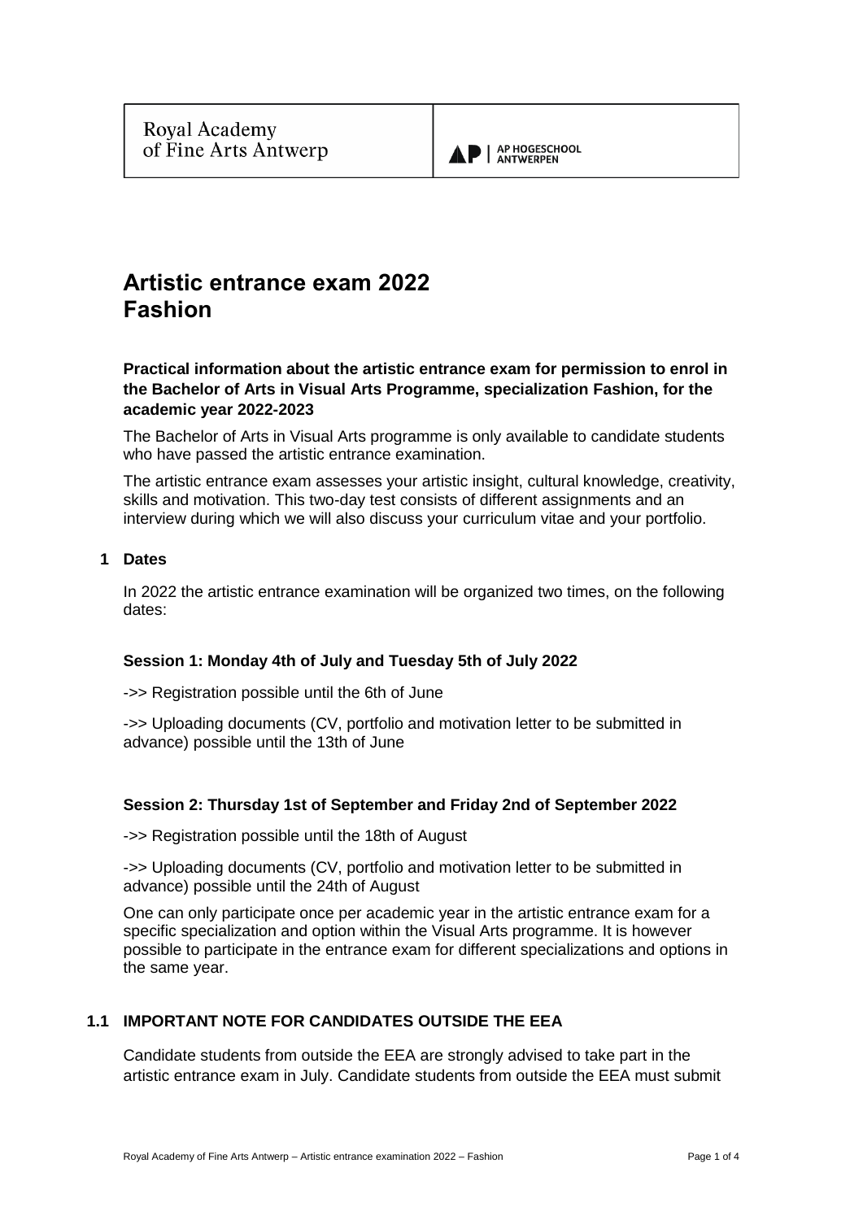Royal Academy of Fine Arts Antwerp | AP HOGESCHOOL ANTWERPEN

# Artistic entrance exam 2022 Fashion

**Practical information about the artistic entrance exam for permission to enrol in the Bachelor of Arts in Visual Arts Programme, specialization Fashion, for the academic year 2022-2023**

The Bachelor of Arts in Visual Arts programme is only available to candidate students who have passed the artistic entrance examination.

The artistic entrance exam assesses your artistic insight, cultural knowledge, creativity, skills and motivation. This two-day test consists of different assignments and an interview during which we will also discuss your curriculum vitae and your portfolio.

## 1 Dates

In 2022 the artistic entrance examination will be organized two times, on the following dates:

**Session 1: Monday 4th of July and Tuesday 5th of July 2022**

->> Registration possible until the 6th of June

->> Uploading documents (CV, portfolio and motivation letter to be submitted in advance) possible until the 13th of June

**Session 2: Thursday 1st of September and Friday 2nd of September 2022**

->> Registration possible until the 18th of August

->> Uploading documents (CV, portfolio and motivation letter to be submitted in advance) possible until the 24th of August

One can only participate once per academic year in the artistic entrance exam for a specific specialization and option within the Visual Arts programme. It is however possible to participate in the entrance exam for different specializations and options in the same year.

### 1.1 IMPORTANT NOTE FOR CANDIDATES OUTSIDE THE EEA

Candidate students from outside the EEA are strongly advised to take part in the artistic entrance exam in July. Candidate students from outside the EEA must submit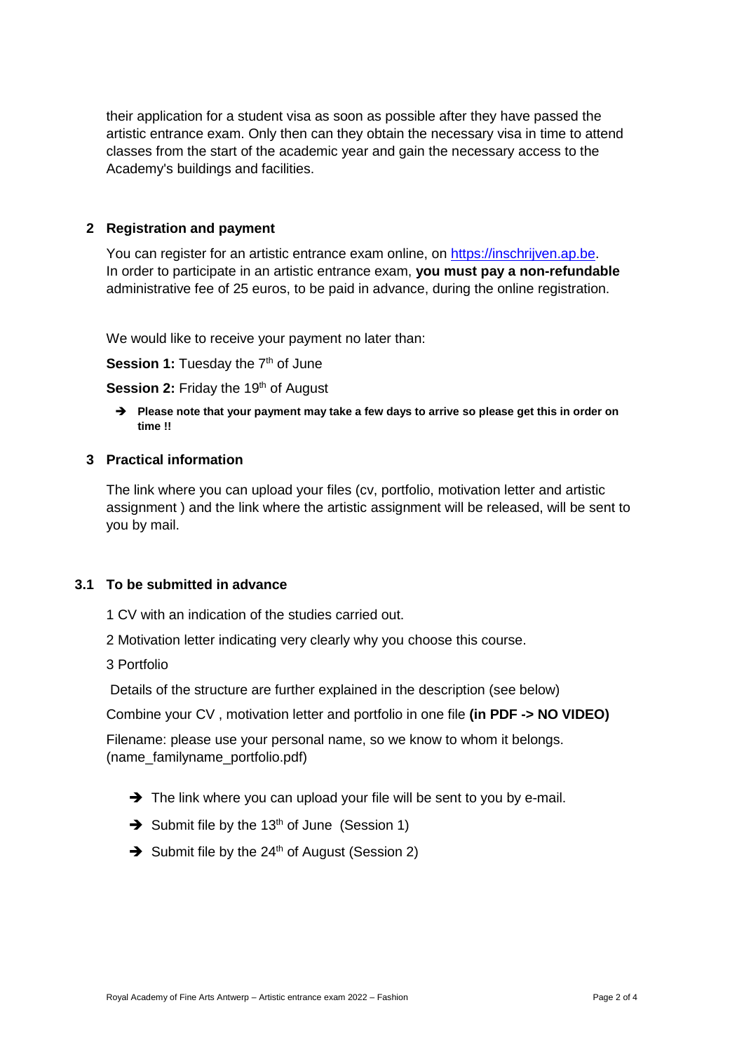their application for a student visa as soon as possible after they have passed the artistic entrance exam. Only then can they obtain the necessary visa in time to attend classes from the start of the academic year and gain the necessary access to the Academy's buildings and facilities.

## 2 Registration and payment

You can register for an artistic entrance exam online, on [https://inschrijven.ap.be](https://inschrijven.ap.be). In order to participate in an artistic entrance exam, **you must pay a non-refundable** administrative fee of 25 euros, to be paid in advance, during the online registration.

We would like to receive your payment no later than:

**Session 1:** Tuesday the 7th of June

**Session 2:** Friday the 19th of August

➔ **Please note that your payment may take a few days to arrive so please get this in order on time !!**

## 3 Practical information

The link where you can upload your files (cv, portfolio, motivation letter and artistic assignment ) and the link where the artistic assignment will be released, will be sent to you by mail.

### 3.1 To be submitted in advance

1 CV with an indication of the studies carried out.

2 Motivation letter indicating very clearly why you choose this course.

3 Portfolio

Details of the structure are further explained in the description (see below)

Combine your CV , motivation letter and portfolio in one file **(in PDF -> NO VIDEO)**

Filename: please use your personal name, so we know to whom it belongs. (name_familyname_portfolio.pdf)

➔ The link where you can upload your file will be sent to you by e-mail.

➔ Submit file by the 13th of June (Session 1)

➔ Submit file by the 24th of August (Session 2)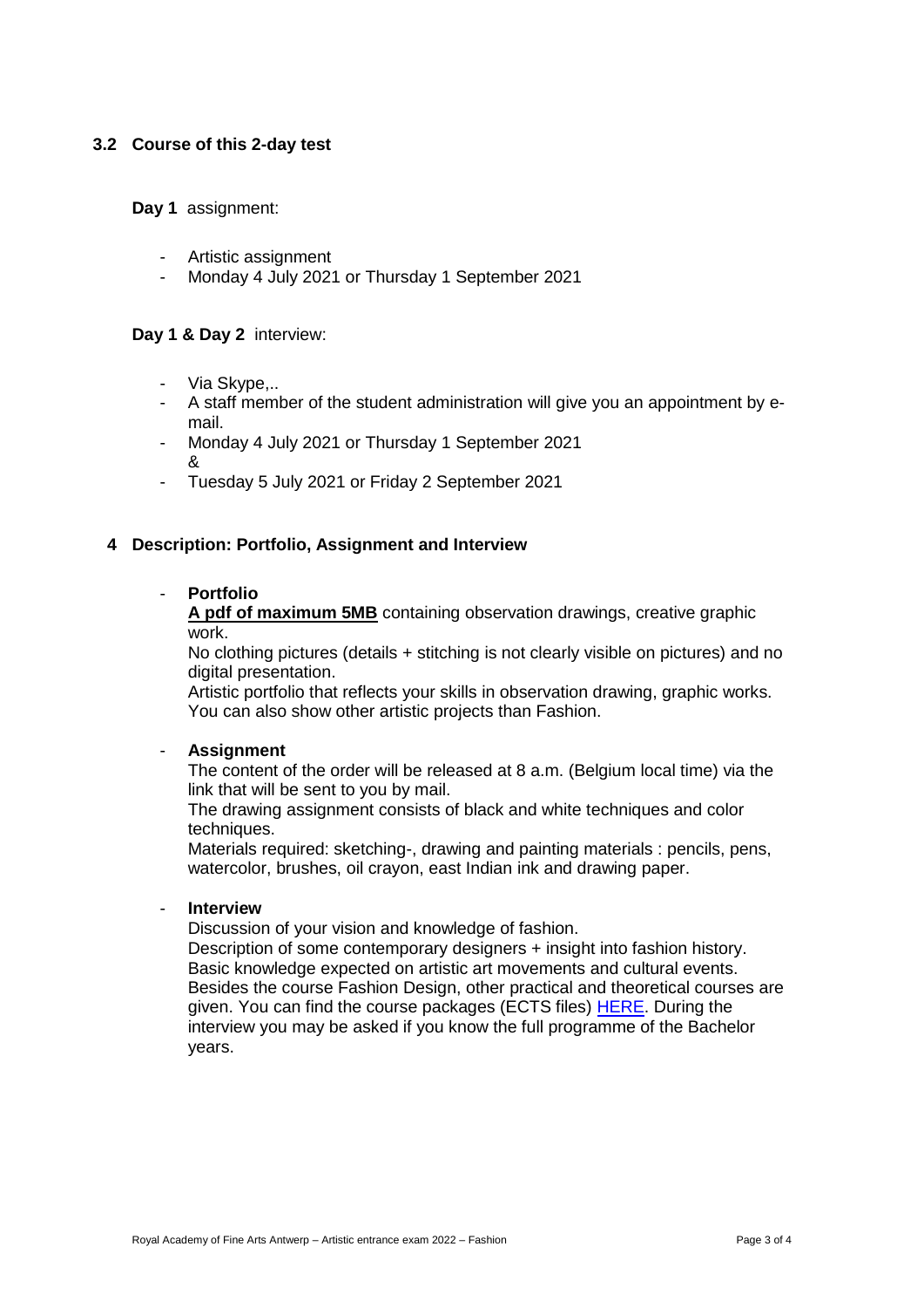### 3.2 Course of this 2-day test

**Day 1** assignment:

- Artistic assignment
- Monday 4 July 2021 or Thursday 1 September 2021

**Day 1 & Day 2** interview:

- Via Skype,..
- A staff member of the student administration will give you an appointment by e-mail.
- Monday 4 July 2021 or Thursday 1 September 2021  
  &
- Tuesday 5 July 2021 or Friday 2 September 2021

## 4 Description: Portfolio, Assignment and Interview

- **Portfolio**  
  **A pdf of maximum 5MB** containing observation drawings, creative graphic work.  
  No clothing pictures (details + stitching is not clearly visible on pictures) and no digital presentation.  
  Artistic portfolio that reflects your skills in observation drawing, graphic works. You can also show other artistic projects than Fashion.

- **Assignment**  
  The content of the order will be released at 8 a.m. (Belgium local time) via the link that will be sent to you by mail.  
  The drawing assignment consists of black and white techniques and color techniques.  
  Materials required: sketching-, drawing and painting materials : pencils, pens, watercolor, brushes, oil crayon, east Indian ink and drawing paper.

- **Interview**  
  Discussion of your vision and knowledge of fashion.  
  Description of some contemporary designers + insight into fashion history.  
  Basic knowledge expected on artistic art movements and cultural events.  
  Besides the course Fashion Design, other practical and theoretical courses are given. You can find the course packages (ECTS files) HERE. During the interview you may be asked if you know the full programme of the Bachelor years.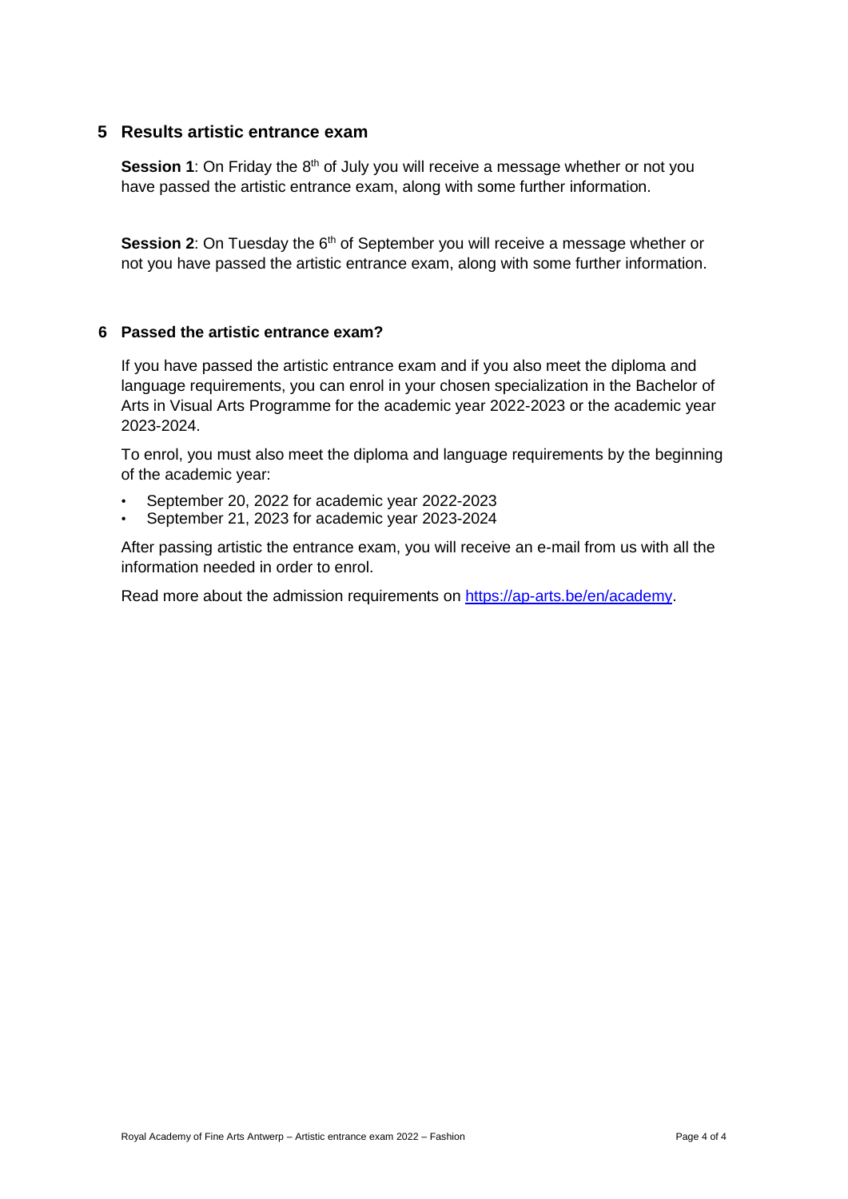## 5 Results artistic entrance exam

**Session 1**: On Friday the 8th of July you will receive a message whether or not you have passed the artistic entrance exam, along with some further information.

**Session 2**: On Tuesday the 6th of September you will receive a message whether or not you have passed the artistic entrance exam, along with some further information.

### 6 Passed the artistic entrance exam?

If you have passed the artistic entrance exam and if you also meet the diploma and language requirements, you can enrol in your chosen specialization in the Bachelor of Arts in Visual Arts Programme for the academic year 2022-2023 or the academic year 2023-2024.

To enrol, you must also meet the diploma and language requirements by the beginning of the academic year:

- September 20, 2022 for academic year 2022-2023
- September 21, 2023 for academic year 2023-2024

After passing artistic the entrance exam, you will receive an e-mail from us with all the information needed in order to enrol.

Read more about the admission requirements on https://ap-arts.be/en/academy.